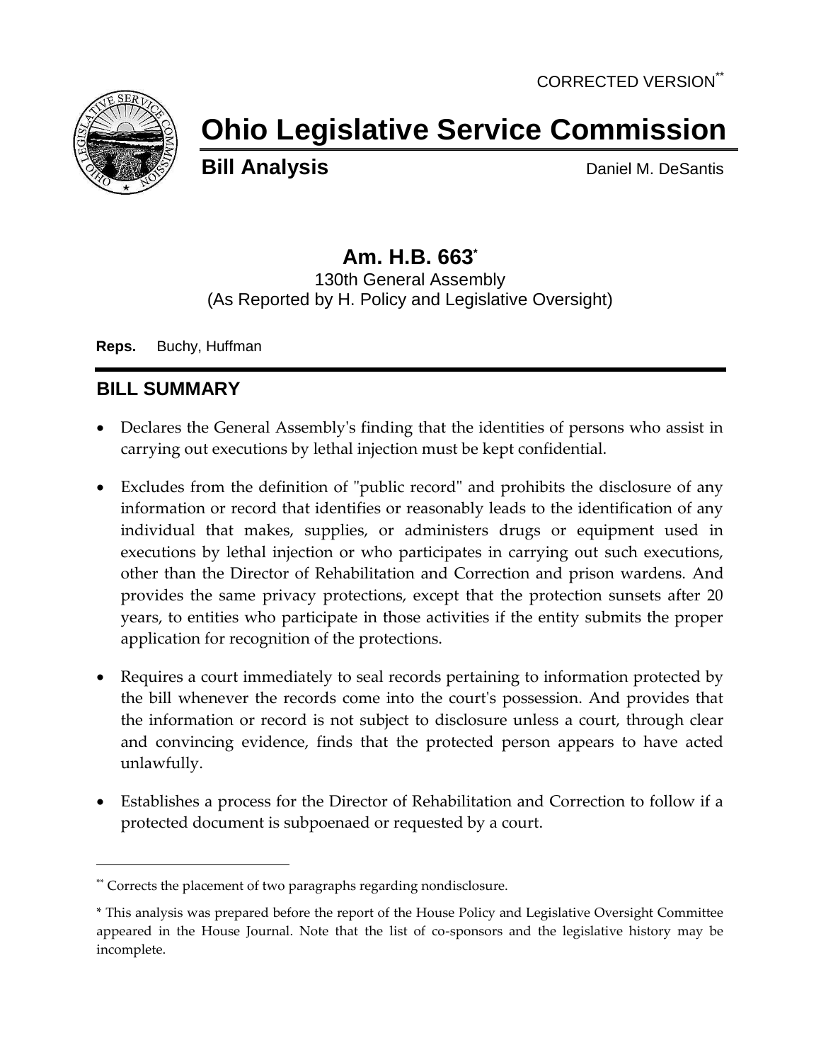CORRECTED VERSION[**]

# Ohio Legislative Service Commission

**Bill Analysis** Daniel M. DeSantis

## Am. H.B. 663[*]

130th General Assembly
(As Reported by H. Policy and Legislative Oversight)

**Reps.** Buchy, Huffman

## BILL SUMMARY

- Declares the General Assembly's finding that the identities of persons who assist in carrying out executions by lethal injection must be kept confidential.
- Excludes from the definition of "public record" and prohibits the disclosure of any information or record that identifies or reasonably leads to the identification of any individual that makes, supplies, or administers drugs or equipment used in executions by lethal injection or who participates in carrying out such executions, other than the Director of Rehabilitation and Correction and prison wardens. And provides the same privacy protections, except that the protection sunsets after 20 years, to entities who participate in those activities if the entity submits the proper application for recognition of the protections.
- Requires a court immediately to seal records pertaining to information protected by the bill whenever the records come into the court's possession. And provides that the information or record is not subject to disclosure unless a court, through clear and convincing evidence, finds that the protected person appears to have acted unlawfully.
- Establishes a process for the Director of Rehabilitation and Correction to follow if a protected document is subpoenaed or requested by a court.

---

[**] Corrects the placement of two paragraphs regarding nondisclosure.

[*] This analysis was prepared before the report of the House Policy and Legislative Oversight Committee appeared in the House Journal. Note that the list of co-sponsors and the legislative history may be incomplete.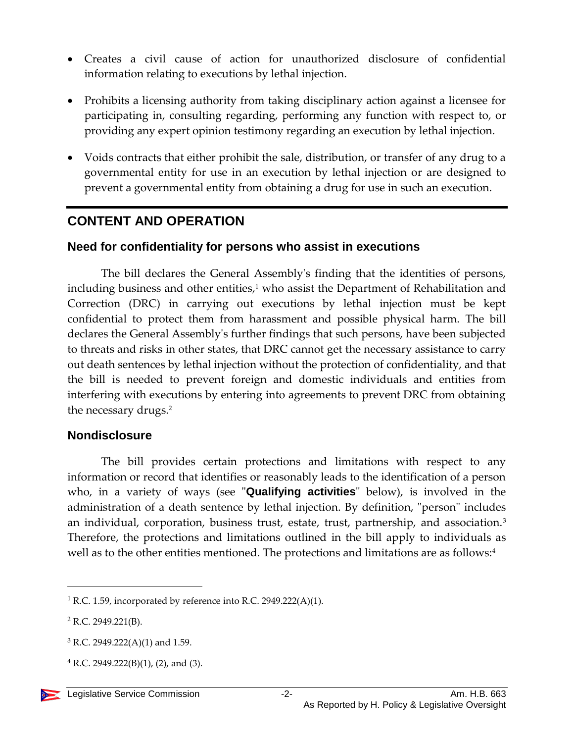- Creates a civil cause of action for unauthorized disclosure of confidential information relating to executions by lethal injection.
- Prohibits a licensing authority from taking disciplinary action against a licensee for participating in, consulting regarding, performing any function with respect to, or providing any expert opinion testimony regarding an execution by lethal injection.
- Voids contracts that either prohibit the sale, distribution, or transfer of any drug to a governmental entity for use in an execution by lethal injection or are designed to prevent a governmental entity from obtaining a drug for use in such an execution.

## CONTENT AND OPERATION

### Need for confidentiality for persons who assist in executions

The bill declares the General Assembly's finding that the identities of persons, including business and other entities,[1] who assist the Department of Rehabilitation and Correction (DRC) in carrying out executions by lethal injection must be kept confidential to protect them from harassment and possible physical harm. The bill declares the General Assembly's further findings that such persons, have been subjected to threats and risks in other states, that DRC cannot get the necessary assistance to carry out death sentences by lethal injection without the protection of confidentiality, and that the bill is needed to prevent foreign and domestic individuals and entities from interfering with executions by entering into agreements to prevent DRC from obtaining the necessary drugs.[2]

### Nondisclosure

The bill provides certain protections and limitations with respect to any information or record that identifies or reasonably leads to the identification of a person who, in a variety of ways (see "**Qualifying activities**" below), is involved in the administration of a death sentence by lethal injection. By definition, "person" includes an individual, corporation, business trust, estate, trust, partnership, and association.[3] Therefore, the protections and limitations outlined in the bill apply to individuals as well as to the other entities mentioned. The protections and limitations are as follows:[4]

---

[1] R.C. 1.59, incorporated by reference into R.C. 2949.222(A)(1).

[2] R.C. 2949.221(B).

[3] R.C. 2949.222(A)(1) and 1.59.

[4] R.C. 2949.222(B)(1), (2), and (3).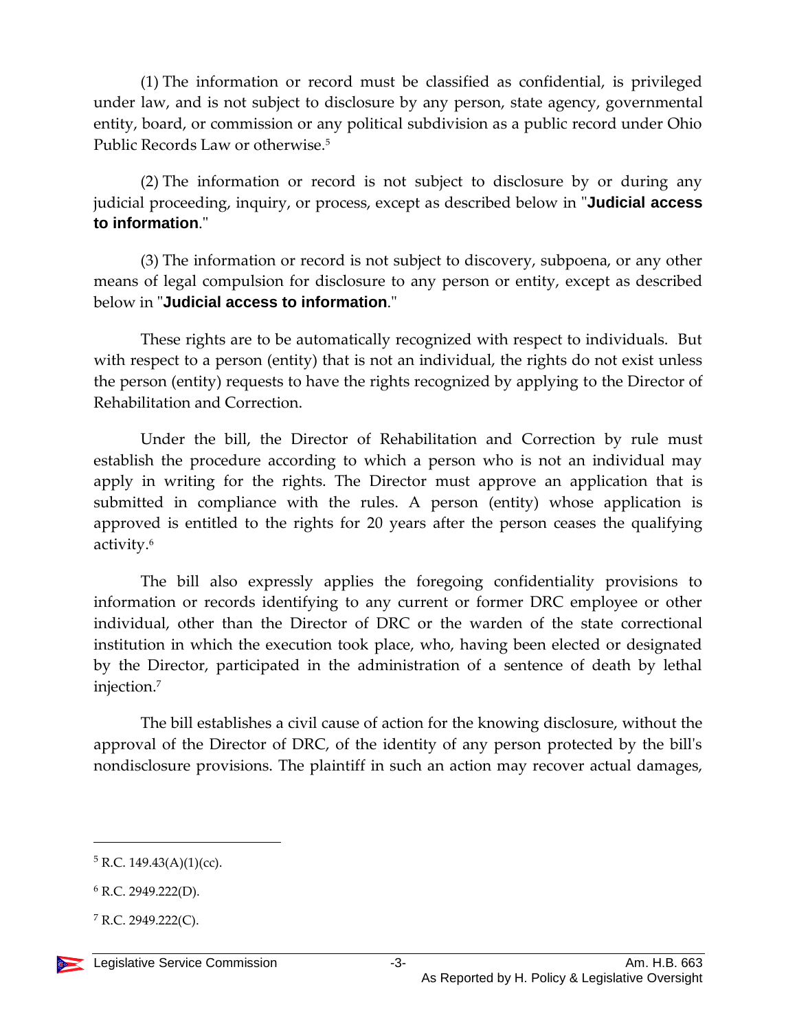(1) The information or record must be classified as confidential, is privileged under law, and is not subject to disclosure by any person, state agency, governmental entity, board, or commission or any political subdivision as a public record under Ohio Public Records Law or otherwise.[5]

(2) The information or record is not subject to disclosure by or during any judicial proceeding, inquiry, or process, except as described below in "**Judicial access to information**."

(3) The information or record is not subject to discovery, subpoena, or any other means of legal compulsion for disclosure to any person or entity, except as described below in "**Judicial access to information**."

These rights are to be automatically recognized with respect to individuals. But with respect to a person (entity) that is not an individual, the rights do not exist unless the person (entity) requests to have the rights recognized by applying to the Director of Rehabilitation and Correction.

Under the bill, the Director of Rehabilitation and Correction by rule must establish the procedure according to which a person who is not an individual may apply in writing for the rights. The Director must approve an application that is submitted in compliance with the rules. A person (entity) whose application is approved is entitled to the rights for 20 years after the person ceases the qualifying activity.[6]

The bill also expressly applies the foregoing confidentiality provisions to information or records identifying to any current or former DRC employee or other individual, other than the Director of DRC or the warden of the state correctional institution in which the execution took place, who, having been elected or designated by the Director, participated in the administration of a sentence of death by lethal injection.[7]

The bill establishes a civil cause of action for the knowing disclosure, without the approval of the Director of DRC, of the identity of any person protected by the bill's nondisclosure provisions. The plaintiff in such an action may recover actual damages,

---

[5] R.C. 149.43(A)(1)(cc).

[6] R.C. 2949.222(D).

[7] R.C. 2949.222(C).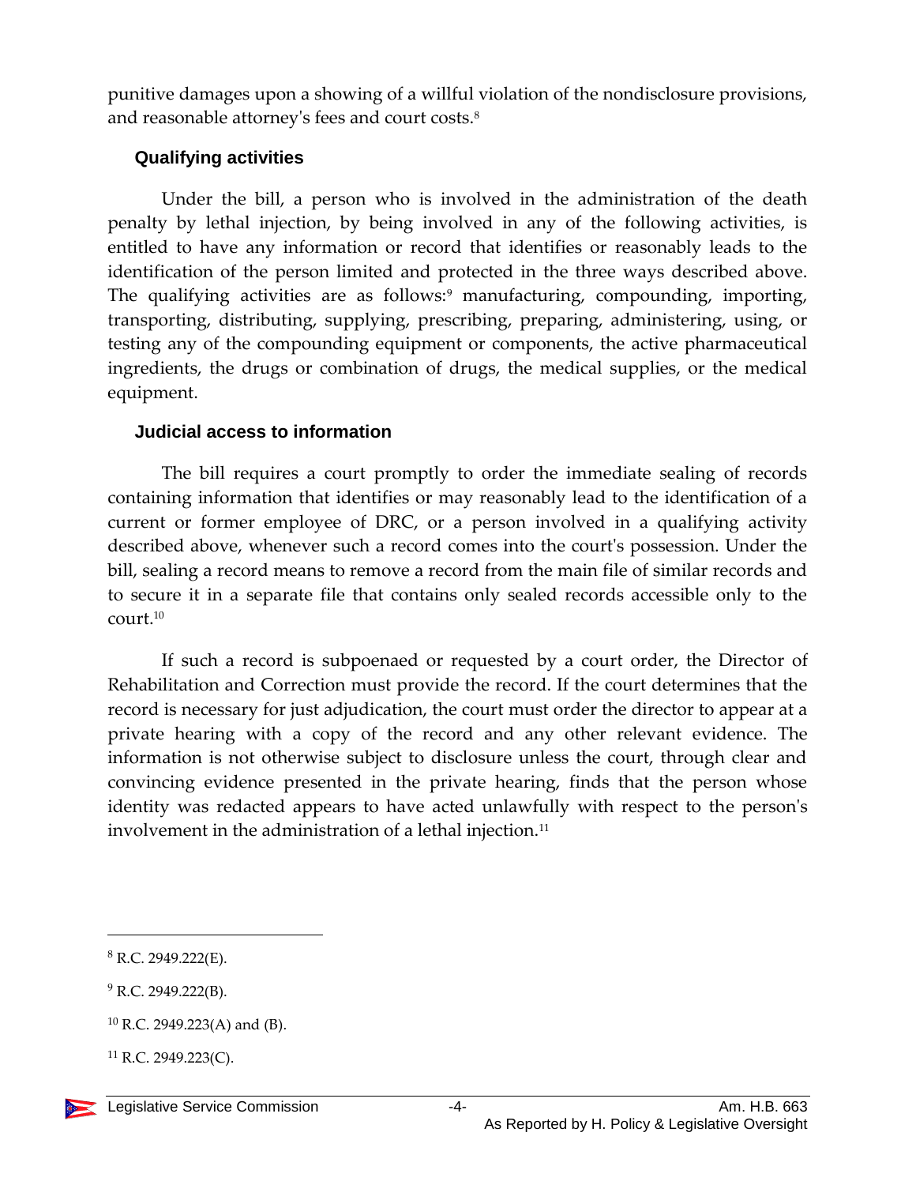punitive damages upon a showing of a willful violation of the nondisclosure provisions, and reasonable attorney's fees and court costs.[8]

### Qualifying activities

Under the bill, a person who is involved in the administration of the death penalty by lethal injection, by being involved in any of the following activities, is entitled to have any information or record that identifies or reasonably leads to the identification of the person limited and protected in the three ways described above. The qualifying activities are as follows:[9] manufacturing, compounding, importing, transporting, distributing, supplying, prescribing, preparing, administering, using, or testing any of the compounding equipment or components, the active pharmaceutical ingredients, the drugs or combination of drugs, the medical supplies, or the medical equipment.

### Judicial access to information

The bill requires a court promptly to order the immediate sealing of records containing information that identifies or may reasonably lead to the identification of a current or former employee of DRC, or a person involved in a qualifying activity described above, whenever such a record comes into the court's possession. Under the bill, sealing a record means to remove a record from the main file of similar records and to secure it in a separate file that contains only sealed records accessible only to the court.[10]

If such a record is subpoenaed or requested by a court order, the Director of Rehabilitation and Correction must provide the record. If the court determines that the record is necessary for just adjudication, the court must order the director to appear at a private hearing with a copy of the record and any other relevant evidence. The information is not otherwise subject to disclosure unless the court, through clear and convincing evidence presented in the private hearing, finds that the person whose identity was redacted appears to have acted unlawfully with respect to the person's involvement in the administration of a lethal injection.[11]

---

[8] R.C. 2949.222(E).

[9] R.C. 2949.222(B).

[10] R.C. 2949.223(A) and (B).

[11] R.C. 2949.223(C).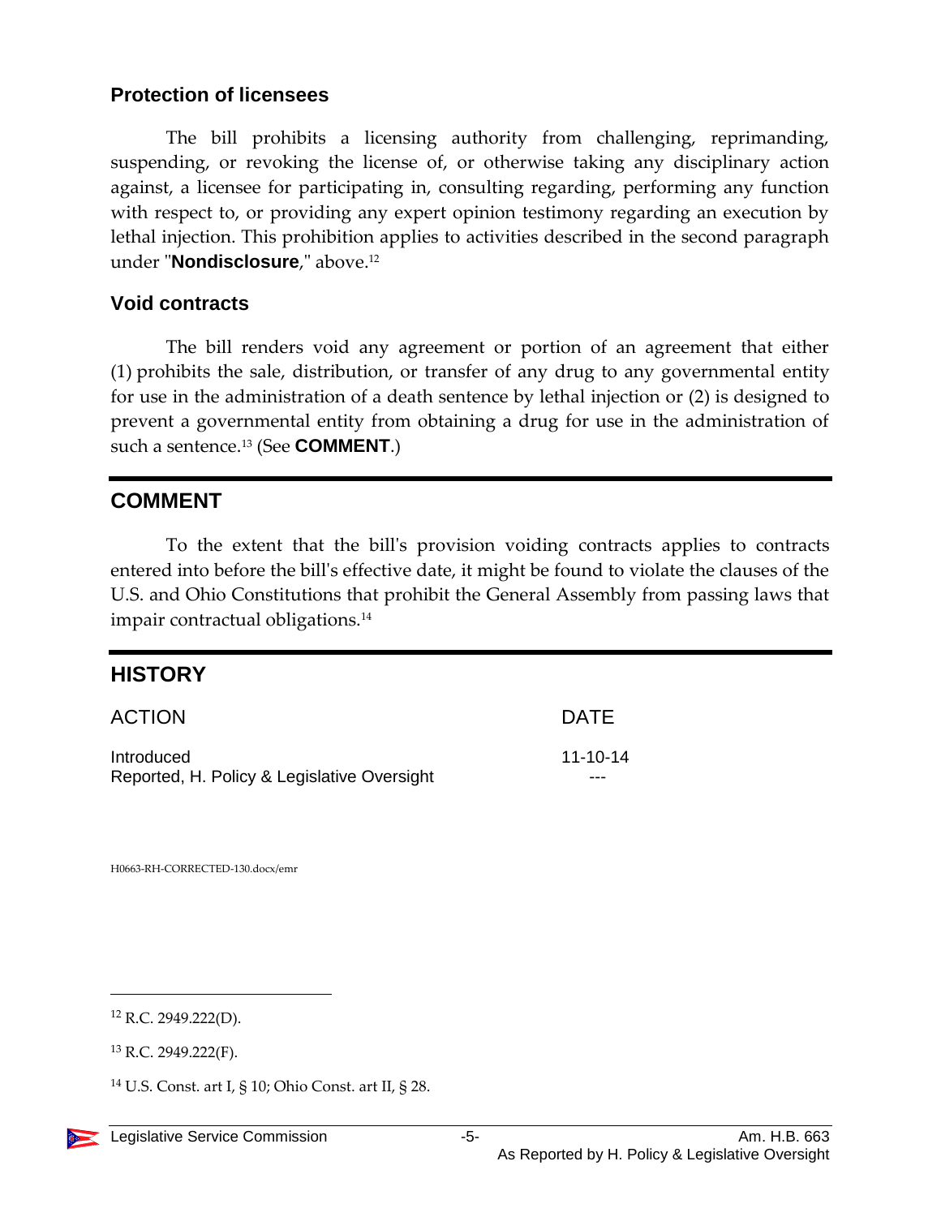### Protection of licensees

The bill prohibits a licensing authority from challenging, reprimanding, suspending, or revoking the license of, or otherwise taking any disciplinary action against, a licensee for participating in, consulting regarding, performing any function with respect to, or providing any expert opinion testimony regarding an execution by lethal injection. This prohibition applies to activities described in the second paragraph under "**Nondisclosure**," above.[12]

### Void contracts

The bill renders void any agreement or portion of an agreement that either (1) prohibits the sale, distribution, or transfer of any drug to any governmental entity for use in the administration of a death sentence by lethal injection or (2) is designed to prevent a governmental entity from obtaining a drug for use in the administration of such a sentence.[13] (See **COMMENT**.)

## COMMENT

To the extent that the bill's provision voiding contracts applies to contracts entered into before the bill's effective date, it might be found to violate the clauses of the U.S. and Ohio Constitutions that prohibit the General Assembly from passing laws that impair contractual obligations.[14]

## HISTORY

| ACTION | DATE |
|---|---|
| Introduced | 11-10-14 |
| Reported, H. Policy & Legislative Oversight | --- |

H0663-RH-CORRECTED-130.docx/emr

[12] R.C. 2949.222(D).

[13] R.C. 2949.222(F).

[14] U.S. Const. art I, § 10; Ohio Const. art II, § 28.